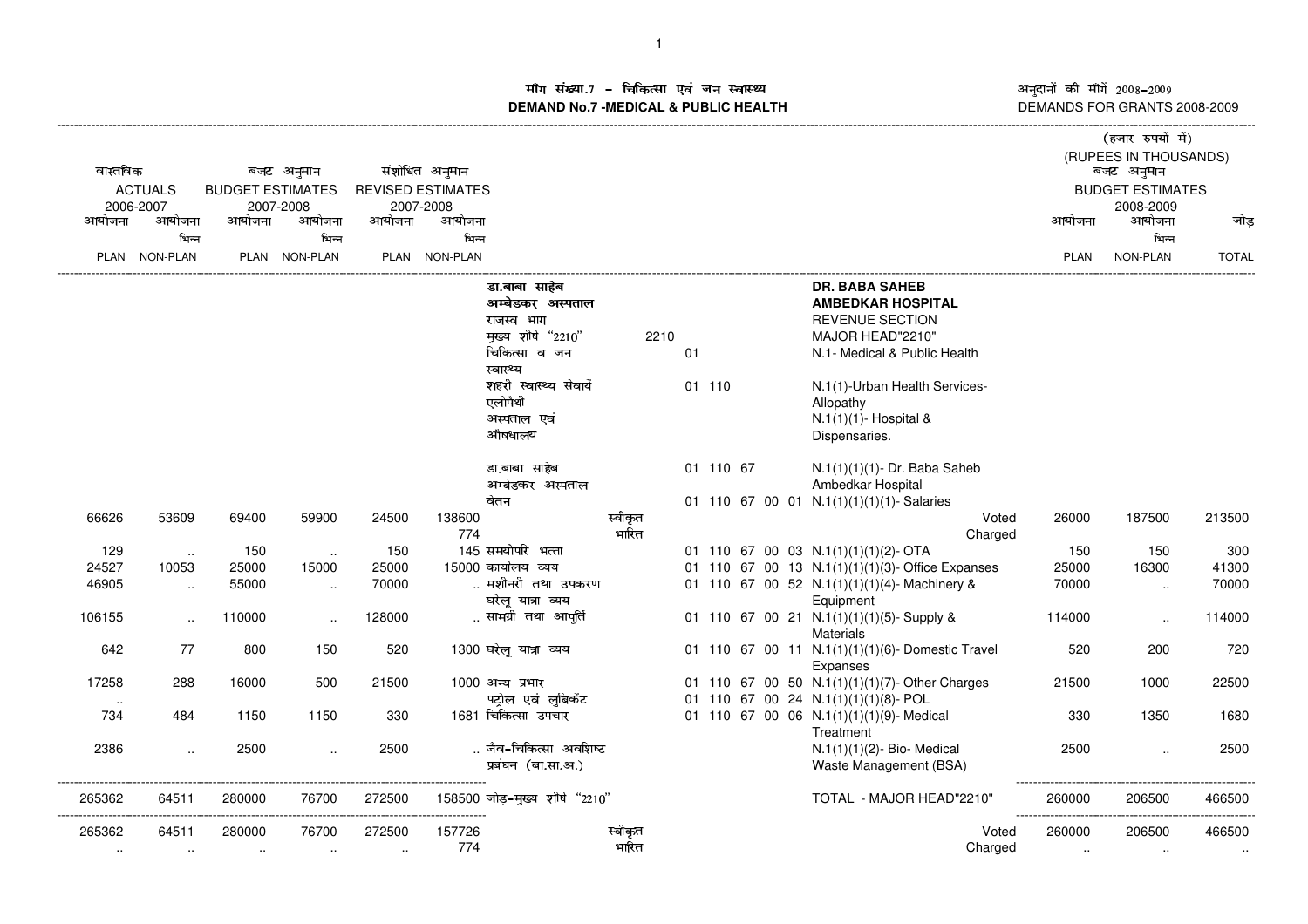# मॉंग संख्या.7 - चिकित्सा एवं जन स्वास्थ्य
# DEMAND No.7 -MEDICAL & PUBLIC HEALTH

अनुदानों की मॉंगें 2008-2009
DEMANDS FOR GRANTS 2008-2009

(हजार रुपयों में)
(RUPEES IN THOUSANDS)

| वास्तविक ACTUALS 2006-2007 | | बजट अनुमान BUDGET ESTIMATES 2007-2008 | | संशोधित अनुमान REVISED ESTIMATES 2007-2008 | | | | | | बजट अनुमान BUDGET ESTIMATES 2008-2009 | | |
|---|---|---|---|---|---|---|---|---|---|---|---|---|
| आयोजना PLAN | आयोजना भिन्न NON-PLAN | आयोजना PLAN | आयोजना भिन्न NON-PLAN | आयोजना PLAN | आयोजना भिन्न NON-PLAN | | | | | आयोजना PLAN | आयोजना भिन्न NON-PLAN | जोड़ TOTAL |
| | | | | | | डा.बाबा साहेब अम्बेडकर अस्पताल | | | **DR. BABA SAHEB AMBEDKAR HOSPITAL** | | | |
| | | | | | | राजस्व भाग | | | REVENUE SECTION | | | |
| | | | | | | मुख्य शीर्ष "2210" | | 2210 | MAJOR HEAD"2210" | | | |
| | | | | | | चिकित्सा व जन स्वास्थ्य | | 01 | N.1- Medical & Public Health | | | |
| | | | | | | शहरी स्वास्थ्य सेवायें एलोपैथी | | 01 110 | N.1(1)-Urban Health Services-Allopathy | | | |
| | | | | | | अस्पताल एवं औषधालय | | | N.1(1)(1)- Hospital & Dispensaries. | | | |
| | | | | | | डा.बाबा साहेब अम्बेडकर अस्पताल | | 01 110 67 | N.1(1)(1)(1)- Dr. Baba Saheb Ambedkar Hospital | | | |
| | | | | | | वेतन | | 01 110 67 00 01 | N.1(1)(1)(1)(1)- Salaries | | | |
| 66626 | 53609 | 69400 | 59900 | 24500 | 138600 | | स्वीकृत | | Voted | 26000 | 187500 | 213500 |
| | | | | | 774 | | भारित | | Charged | | | |
| 129 | .. | 150 | .. | 150 | 145 | समयोपरि भत्ता | | 01 110 67 00 03 | N.1(1)(1)(1)(2)- OTA | 150 | 150 | 300 |
| 24527 | 10053 | 25000 | 15000 | 25000 | 15000 | कार्यालय व्यय | | 01 110 67 00 13 | N.1(1)(1)(1)(3)- Office Expanses | 25000 | 16300 | 41300 |
| 46905 | .. | 55000 | .. | 70000 | .. | मशीनरी तथा उपकरण घरेलू यात्रा व्यय | | 01 110 67 00 52 | N.1(1)(1)(1)(4)- Machinery & Equipment | 70000 | .. | 70000 |
| 106155 | .. | 110000 | .. | 128000 | .. | सामग्री तथा आपूर्ति | | 01 110 67 00 21 | N.1(1)(1)(1)(5)- Supply & Materials | 114000 | .. | 114000 |
| 642 | 77 | 800 | 150 | 520 | 1300 | घरेलू यात्रा व्यय | | 01 110 67 00 11 | N.1(1)(1)(1)(6)- Domestic Travel Expanses | 520 | 200 | 720 |
| 17258 | 288 | 16000 | 500 | 21500 | 1000 | अन्य प्रभार | | 01 110 67 00 50 | N.1(1)(1)(1)(7)- Other Charges | 21500 | 1000 | 22500 |
| .. | | | | | | पट्रोल एवं लुब्रिकेंट | | 01 110 67 00 24 | N.1(1)(1)(1)(8)- POL | | | |
| 734 | 484 | 1150 | 1150 | 330 | 1681 | चिकित्सा उपचार | | 01 110 67 00 06 | N.1(1)(1)(1)(9)- Medical Treatment | 330 | 1350 | 1680 |
| 2386 | .. | 2500 | .. | 2500 | .. | जैव-चिकित्सा अवशिष्ट प्रबंघन (बा.सा.अ.) | | | N.1(1)(1)(2)- Bio- Medical Waste Management (BSA) | 2500 | .. | 2500 |
| 265362 | 64511 | 280000 | 76700 | 272500 | 158500 | जोड़-मुख्य शीर्ष "2210" | | | TOTAL - MAJOR HEAD"2210" | 260000 | 206500 | 466500 |
| 265362 | 64511 | 280000 | 76700 | 272500 | 157726 | | स्वीकृत | | Voted | 260000 | 206500 | 466500 |
| .. | .. | .. | .. | .. | 774 | | भारित | | Charged | .. | .. | .. |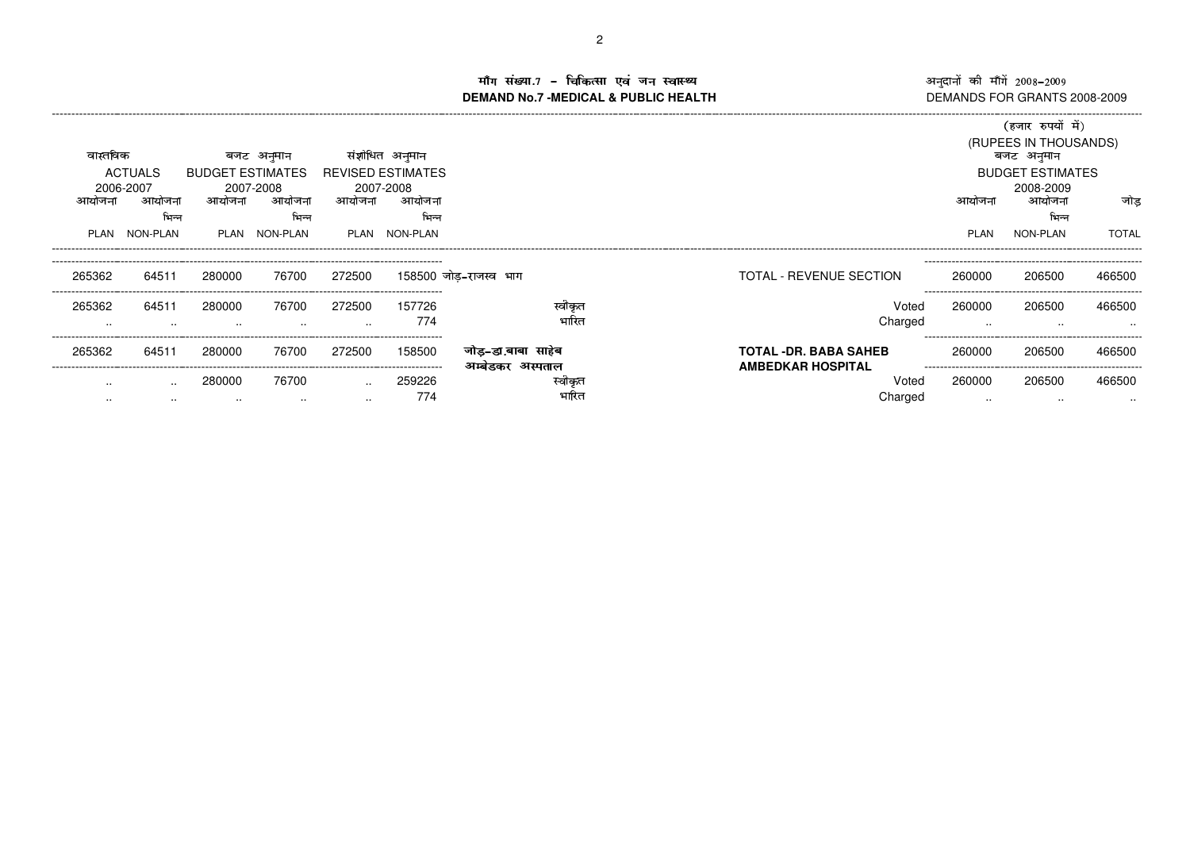# माँग संख्या.7 - चिकित्सा एवं जन स्वास्थ्य
# DEMAND No.7 -MEDICAL & PUBLIC HEALTH

अनुदानों की माँगें 2008-2009
DEMANDS FOR GRANTS 2008-2009

(हजार रुपयों में)
(RUPEES IN THOUSANDS)

| वास्तविक ACTUALS 2006-2007 | | बजट अनुमान BUDGET ESTIMATES 2007-2008 | | संशोधित अनुमान REVISED ESTIMATES 2007-2008 | | | | बजट अनुमान BUDGET ESTIMATES 2008-2009 | | |
|---|---|---|---|---|---|---|---|---|---|---|
| आयोजना PLAN | आयोजना भिन्न NON-PLAN | आयोजना PLAN | आयोजना भिन्न NON-PLAN | आयोजना PLAN | आयोजना भिन्न NON-PLAN | | | आयोजना PLAN | आयोजना भिन्न NON-PLAN | जोड़ TOTAL |
| 265362 | 64511 | 280000 | 76700 | 272500 | 158500 | जोड़-राजस्व भाग | TOTAL - REVENUE SECTION | 260000 | 206500 | 466500 |
| 265362 | 64511 | 280000 | 76700 | 272500 | 157726 | स्वीकृत | Voted | 260000 | 206500 | 466500 |
| .. | .. | .. | .. | .. | 774 | भारित | Charged | .. | .. | .. |
| 265362 | 64511 | 280000 | 76700 | 272500 | 158500 | **जोड़-डा.बाबा साहेब अम्बेडकर अस्पताल** | **TOTAL -DR. BABA SAHEB AMBEDKAR HOSPITAL** | 260000 | 206500 | 466500 |
| .. | .. | 280000 | 76700 | .. | 259226 | स्वीकृत | Voted | 260000 | 206500 | 466500 |
| .. | .. | .. | .. | .. | 774 | भारित | Charged | .. | .. | .. |